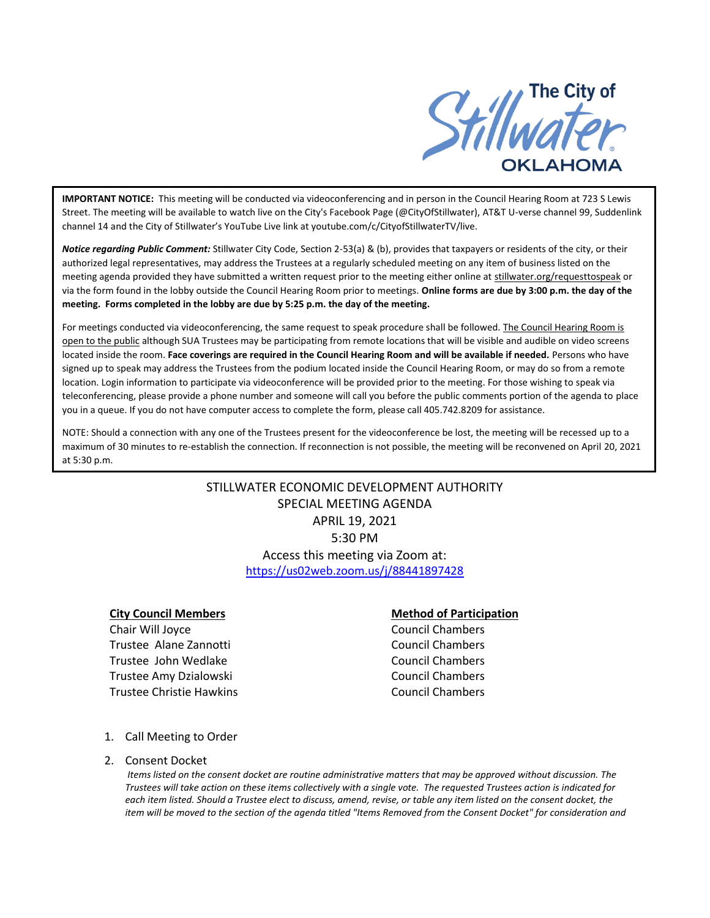The City of Stillwater OKLAHOMA

**IMPORTANT NOTICE:** This meeting will be conducted via videoconferencing and in person in the Council Hearing Room at 723 S Lewis Street. The meeting will be available to watch live on the City's Facebook Page (@CityOfStillwater), AT&T U-verse channel 99, Suddenlink channel 14 and the City of Stillwater's YouTube Live link at youtube.com/c/CityofStillwaterTV/live.

***Notice regarding Public Comment:*** Stillwater City Code, Section 2-53(a) & (b), provides that taxpayers or residents of the city, or their authorized legal representatives, may address the Trustees at a regularly scheduled meeting on any item of business listed on the meeting agenda provided they have submitted a written request prior to the meeting either online at stillwater.org/requesttospeak or via the form found in the lobby outside the Council Hearing Room prior to meetings. **Online forms are due by 3:00 p.m. the day of the meeting. Forms completed in the lobby are due by 5:25 p.m. the day of the meeting.**

For meetings conducted via videoconferencing, the same request to speak procedure shall be followed. The Council Hearing Room is open to the public although SUA Trustees may be participating from remote locations that will be visible and audible on video screens located inside the room. **Face coverings are required in the Council Hearing Room and will be available if needed.** Persons who have signed up to speak may address the Trustees from the podium located inside the Council Hearing Room, or may do so from a remote location. Login information to participate via videoconference will be provided prior to the meeting. For those wishing to speak via teleconferencing, please provide a phone number and someone will call you before the public comments portion of the agenda to place you in a queue. If you do not have computer access to complete the form, please call 405.742.8209 for assistance.

NOTE: Should a connection with any one of the Trustees present for the videoconference be lost, the meeting will be recessed up to a maximum of 30 minutes to re-establish the connection. If reconnection is not possible, the meeting will be reconvened on April 20, 2021 at 5:30 p.m.

STILLWATER ECONOMIC DEVELOPMENT AUTHORITY
SPECIAL MEETING AGENDA
APRIL 19, 2021
5:30 PM
Access this meeting via Zoom at:
https://us02web.zoom.us/j/88441897428

| City Council Members | Method of Participation |
| --- | --- |
| Chair Will Joyce | Council Chambers |
| Trustee Alane Zannotti | Council Chambers |
| Trustee John Wedlake | Council Chambers |
| Trustee Amy Dzialowski | Council Chambers |
| Trustee Christie Hawkins | Council Chambers |

1. Call Meeting to Order
2. Consent Docket

   *Items listed on the consent docket are routine administrative matters that may be approved without discussion. The Trustees will take action on these items collectively with a single vote. The requested Trustees action is indicated for each item listed. Should a Trustee elect to discuss, amend, revise, or table any item listed on the consent docket, the item will be moved to the section of the agenda titled "Items Removed from the Consent Docket" for consideration and*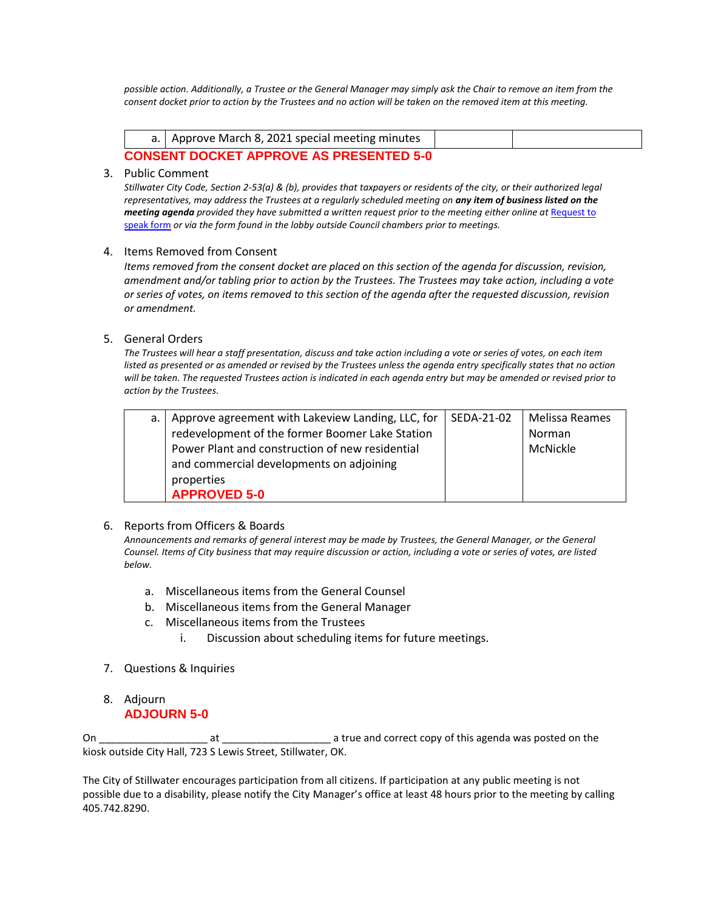*possible action. Additionally, a Trustee or the General Manager may simply ask the Chair to remove an item from the consent docket prior to action by the Trustees and no action will be taken on the removed item at this meeting.*

| | | | |
|---|---|---|---|
| a. | Approve March 8, 2021 special meeting minutes | | |

**CONSENT DOCKET APPROVE AS PRESENTED 5-0**

3. Public Comment

   *Stillwater City Code, Section 2-53(a) & (b), provides that taxpayers or residents of the city, or their authorized legal representatives, may address the Trustees at a regularly scheduled meeting on **any item of business listed on the meeting agenda** provided they have submitted a written request prior to the meeting either online at [Request to speak form] or via the form found in the lobby outside Council chambers prior to meetings.*

4. Items Removed from Consent

   *Items removed from the consent docket are placed on this section of the agenda for discussion, revision, amendment and/or tabling prior to action by the Trustees. The Trustees may take action, including a vote or series of votes, on items removed to this section of the agenda after the requested discussion, revision or amendment.*

5. General Orders

   *The Trustees will hear a staff presentation, discuss and take action including a vote or series of votes, on each item listed as presented or as amended or revised by the Trustees unless the agenda entry specifically states that no action will be taken. The requested Trustees action is indicated in each agenda entry but may be amended or revised prior to action by the Trustees.*

| | | | |
|---|---|---|---|
| a. | Approve agreement with Lakeview Landing, LLC, for redevelopment of the former Boomer Lake Station Power Plant and construction of new residential and commercial developments on adjoining properties **APPROVED 5-0** | SEDA-21-02 | Melissa Reames Norman McNickle |

6. Reports from Officers & Boards

   *Announcements and remarks of general interest may be made by Trustees, the General Manager, or the General Counsel. Items of City business that may require discussion or action, including a vote or series of votes, are listed below.*

   a. Miscellaneous items from the General Counsel
   b. Miscellaneous items from the General Manager
   c. Miscellaneous items from the Trustees
      i. Discussion about scheduling items for future meetings.

7. Questions & Inquiries

8. Adjourn

   **ADJOURN 5-0**

On ___________________ at ___________________ a true and correct copy of this agenda was posted on the kiosk outside City Hall, 723 S Lewis Street, Stillwater, OK.

The City of Stillwater encourages participation from all citizens. If participation at any public meeting is not possible due to a disability, please notify the City Manager's office at least 48 hours prior to the meeting by calling 405.742.8290.